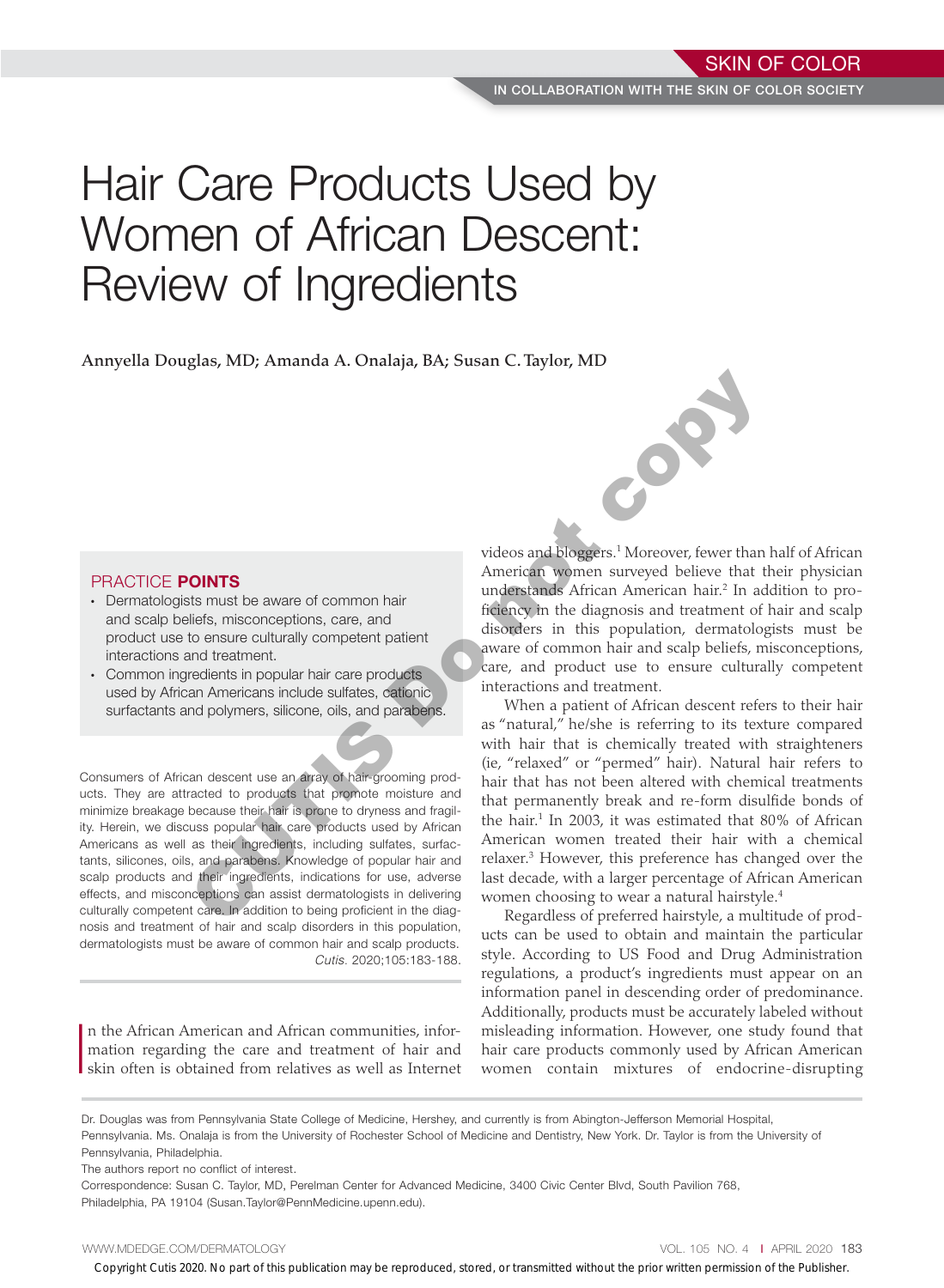# Hair Care Products Used by Women of African Descent: Review of Ingredients

Annyella Douglas, MD; Amanda A. Onalaja, BA; Susan C. Taylor, MD

## PRACTICE POINTS

- Dermatologists must be aware of common hair and scalp beliefs, misconceptions, care, and product use to ensure culturally competent patient interactions and treatment.
- Common ingredients in popular hair care products used by African Americans include sulfates, cationic surfactants and polymers, silicone, oils, and parabens.

Consumers of African descent use an array of hair-grooming products. They are attracted to products that promote moisture and minimize breakage because their hair is prone to dryness and fragility. Herein, we discuss popular hair care products used by African Americans as well as their ingredients, including sulfates, surfactants, silicones, oils, and parabens. Knowledge of popular hair and scalp products and their ingredients, indications for use, adverse effects, and misconceptions can assist dermatologists in delivering culturally competent care. In addition to being proficient in the diagnosis and treatment of hair and scalp disorders in this population, dermatologists must be aware of common hair and scalp products.

*Cutis.* 2020;105:183-188.

In the African American and African communities, information regarding the care and treatment of hair and skin often is obtained from relatives as well as Internet videos and bloggers.[1] Moreover, fewer than half of African American women surveyed believe that their physician understands African American hair.[2] In addition to proficiency in the diagnosis and treatment of hair and scalp disorders in this population, dermatologists must be aware of common hair and scalp beliefs, misconceptions, care, and product use to ensure culturally competent interactions and treatment.

When a patient of African descent refers to their hair as "natural," he/she is referring to its texture compared with hair that is chemically treated with straighteners (ie, "relaxed" or "permed" hair). Natural hair refers to hair that has not been altered with chemical treatments that permanently break and re-form disulfide bonds of the hair.[1] In 2003, it was estimated that 80% of African American women treated their hair with a chemical relaxer.[3] However, this preference has changed over the last decade, with a larger percentage of African American women choosing to wear a natural hairstyle.[4]

Regardless of preferred hairstyle, a multitude of products can be used to obtain and maintain the particular style. According to US Food and Drug Administration regulations, a product's ingredients must appear on an information panel in descending order of predominance. Additionally, products must be accurately labeled without misleading information. However, one study found that hair care products commonly used by African American women contain mixtures of endocrine-disrupting

Dr. Douglas was from Pennsylvania State College of Medicine, Hershey, and currently is from Abington-Jefferson Memorial Hospital, Pennsylvania. Ms. Onalaja is from the University of Rochester School of Medicine and Dentistry, New York. Dr. Taylor is from the University of Pennsylvania, Philadelphia.

The authors report no conflict of interest.

Correspondence: Susan C. Taylor, MD, Perelman Center for Advanced Medicine, 3400 Civic Center Blvd, South Pavilion 768, Philadelphia, PA 19104 (Susan.Taylor@PennMedicine.upenn.edu).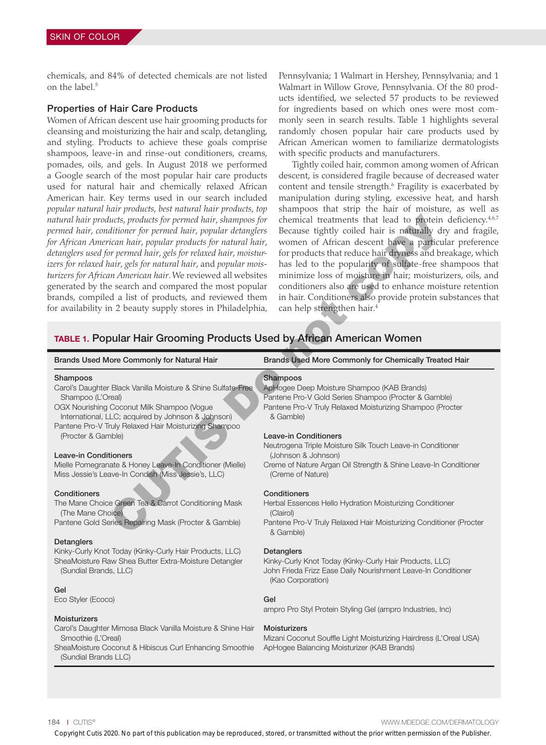chemicals, and 84% of detected chemicals are not listed on the label.[5]

## Properties of Hair Care Products

Women of African descent use hair grooming products for cleansing and moisturizing the hair and scalp, detangling, and styling. Products to achieve these goals comprise shampoos, leave-in and rinse-out conditioners, creams, pomades, oils, and gels. In August 2018 we performed a Google search of the most popular hair care products used for natural hair and chemically relaxed African American hair. Key terms used in our search included *popular natural hair products*, *best natural hair products*, *top natural hair products*, *products for permed hair*, *shampoos for permed hair*, *conditioner for permed hair*, *popular detanglers for African American hair*, *popular products for natural hair*, *detanglers used for permed hair*, *gels for relaxed hair*, *moisturizers for relaxed hair*, *gels for natural hair*, and *popular moisturizers for African American hair*. We reviewed all websites generated by the search and compared the most popular brands, compiled a list of products, and reviewed them for availability in 2 beauty supply stores in Philadelphia, Pennsylvania; 1 Walmart in Hershey, Pennsylvania; and 1 Walmart in Willow Grove, Pennsylvania. Of the 80 products identified, we selected 57 products to be reviewed for ingredients based on which ones were most commonly seen in search results. Table 1 highlights several randomly chosen popular hair care products used by African American women to familiarize dermatologists with specific products and manufacturers.

Tightly coiled hair, common among women of African descent, is considered fragile because of decreased water content and tensile strength.[6] Fragility is exacerbated by manipulation during styling, excessive heat, and harsh shampoos that strip the hair of moisture, as well as chemical treatments that lead to protein deficiency.[4,6,7] Because tightly coiled hair is naturally dry and fragile, women of African descent have a particular preference for products that reduce hair dryness and breakage, which has led to the popularity of sulfate-free shampoos that minimize loss of moisture in hair; moisturizers, oils, and conditioners also are used to enhance moisture retention in hair. Conditioners also provide protein substances that can help strengthen hair.[4]

**TABLE 1. Popular Hair Grooming Products Used by African American Women**

| Brands Used More Commonly for Natural Hair | Brands Used More Commonly for Chemically Treated Hair |
|---|---|
| **Shampoos** | **Shampoos** |
| Carol's Daughter Black Vanilla Moisture & Shine Sulfate-Free Shampoo (L'Oreal) | ApHogee Deep Moisture Shampoo (KAB Brands) |
| OGX Nourishing Coconut Milk Shampoo (Vogue International, LLC; acquired by Johnson & Johnson) | Pantene Pro-V Gold Series Shampoo (Procter & Gamble) |
| Pantene Pro-V Truly Relaxed Hair Moisturizing Shampoo (Procter & Gamble) | Pantene Pro-V Truly Relaxed Moisturizing Shampoo (Procter & Gamble) |
| **Leave-in Conditioners** | **Leave-in Conditioners** |
| Mielle Pomegranate & Honey Leave-In Conditioner (Mielle) | Neutrogena Triple Moisture Silk Touch Leave-in Conditioner (Johnson & Johnson) |
| Miss Jessie's Leave-In Condish (Miss Jessie's, LLC) | Creme of Nature Argan Oil Strength & Shine Leave-In Conditioner (Creme of Nature) |
| **Conditioners** | **Conditioners** |
| The Mane Choice Green Tea & Carrot Conditioning Mask (The Mane Choice) | Herbal Essences Hello Hydration Moisturizing Conditioner (Clairol) |
| Pantene Gold Series Repairing Mask (Procter & Gamble) | Pantene Pro-V Truly Relaxed Hair Moisturizing Conditioner (Procter & Gamble) |
| **Detanglers** | **Detanglers** |
| Kinky-Curly Knot Today (Kinky-Curly Hair Products, LLC) | Kinky-Curly Knot Today (Kinky-Curly Hair Products, LLC) |
| SheaMoisture Raw Shea Butter Extra-Moisture Detangler (Sundial Brands, LLC) | John Frieda Frizz Ease Daily Nourishment Leave-In Conditioner (Kao Corporation) |
| **Gel** | **Gel** |
| Eco Styler (Ecoco) | ampro Pro Styl Protein Styling Gel (ampro Industries, Inc) |
| **Moisturizers** | **Moisturizers** |
| Carol's Daughter Mimosa Black Vanilla Moisture & Shine Hair Smoothie (L'Oreal) | Mizani Coconut Souffle Light Moisturizing Hairdress (L'Oreal USA) |
| SheaMoisture Coconut & Hibiscus Curl Enhancing Smoothie (Sundial Brands LLC) | ApHogee Balancing Moisturizer (KAB Brands) |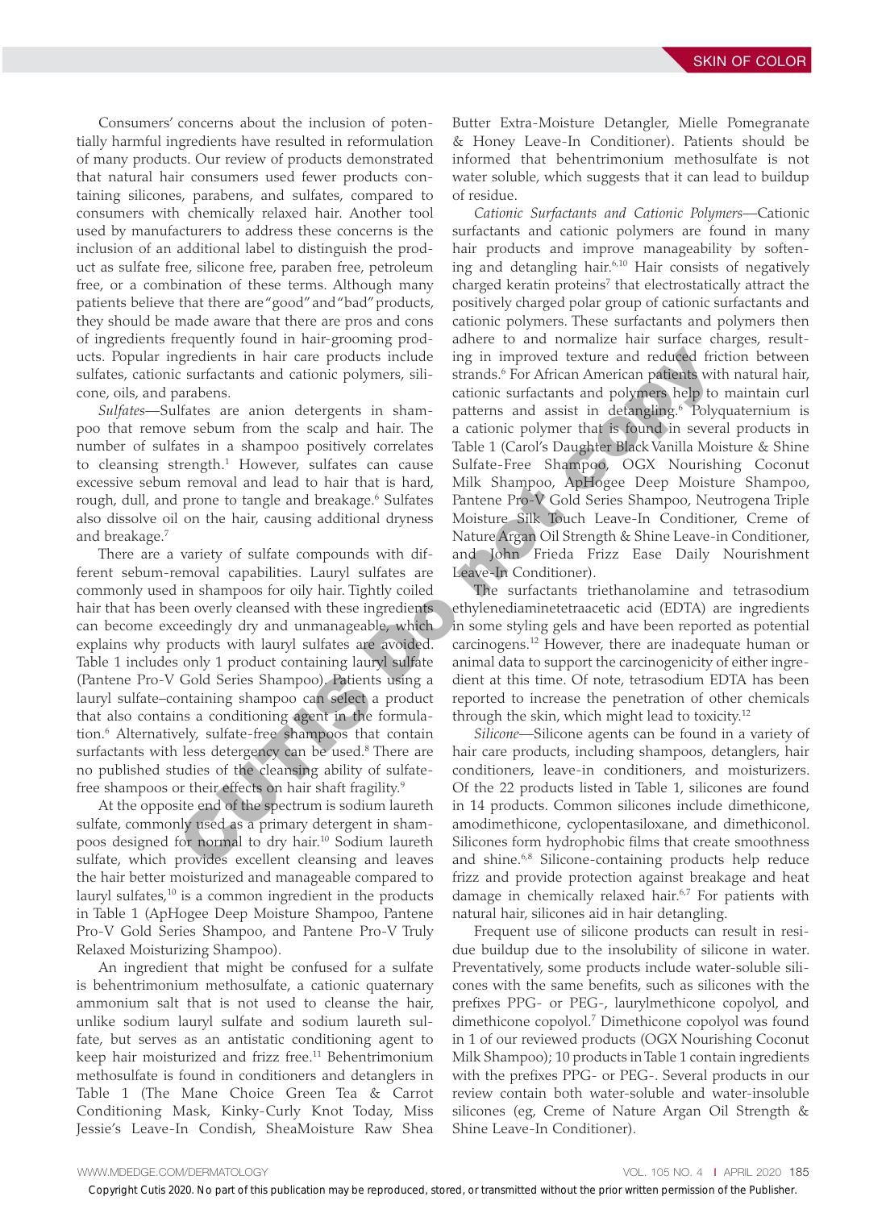Consumers' concerns about the inclusion of potentially harmful ingredients have resulted in reformulation of many products. Our review of products demonstrated that natural hair consumers used fewer products containing silicones, parabens, and sulfates, compared to consumers with chemically relaxed hair. Another tool used by manufacturers to address these concerns is the inclusion of an additional label to distinguish the product as sulfate free, silicone free, paraben free, petroleum free, or a combination of these terms. Although many patients believe that there are "good" and "bad" products, they should be made aware that there are pros and cons of ingredients frequently found in hair-grooming products. Popular ingredients in hair care products include sulfates, cationic surfactants and cationic polymers, silicone, oils, and parabens.

*Sulfates*—Sulfates are anion detergents in shampoo that remove sebum from the scalp and hair. The number of sulfates in a shampoo positively correlates to cleansing strength.[1] However, sulfates can cause excessive sebum removal and lead to hair that is hard, rough, dull, and prone to tangle and breakage.[6] Sulfates also dissolve oil on the hair, causing additional dryness and breakage.[7]

There are a variety of sulfate compounds with different sebum-removal capabilities. Lauryl sulfates are commonly used in shampoos for oily hair. Tightly coiled hair that has been overly cleansed with these ingredients can become exceedingly dry and unmanageable, which explains why products with lauryl sulfates are avoided. Table 1 includes only 1 product containing lauryl sulfate (Pantene Pro-V Gold Series Shampoo). Patients using a lauryl sulfate–containing shampoo can select a product that also contains a conditioning agent in the formulation.[6] Alternatively, sulfate-free shampoos that contain surfactants with less detergency can be used.[8] There are no published studies of the cleansing ability of sulfate-free shampoos or their effects on hair shaft fragility.[9]

At the opposite end of the spectrum is sodium laureth sulfate, commonly used as a primary detergent in shampoos designed for normal to dry hair.[10] Sodium laureth sulfate, which provides excellent cleansing and leaves the hair better moisturized and manageable compared to lauryl sulfates,[10] is a common ingredient in the products in Table 1 (ApHogee Deep Moisture Shampoo, Pantene Pro-V Gold Series Shampoo, and Pantene Pro-V Truly Relaxed Moisturizing Shampoo).

An ingredient that might be confused for a sulfate is behentrimonium methosulfate, a cationic quaternary ammonium salt that is not used to cleanse the hair, unlike sodium lauryl sulfate and sodium laureth sulfate, but serves as an antistatic conditioning agent to keep hair moisturized and frizz free.[11] Behentrimonium methosulfate is found in conditioners and detanglers in Table 1 (The Mane Choice Green Tea & Carrot Conditioning Mask, Kinky-Curly Knot Today, Miss Jessie's Leave-In Condish, SheaMoisture Raw Shea Butter Extra-Moisture Detangler, Mielle Pomegranate & Honey Leave-In Conditioner). Patients should be informed that behentrimonium methosulfate is not water soluble, which suggests that it can lead to buildup of residue.

*Cationic Surfactants and Cationic Polymers*—Cationic surfactants and cationic polymers are found in many hair products and improve manageability by softening and detangling hair.[6,10] Hair consists of negatively charged keratin proteins[7] that electrostatically attract the positively charged polar group of cationic surfactants and cationic polymers. These surfactants and polymers then adhere to and normalize hair surface charges, resulting in improved texture and reduced friction between strands.[6] For African American patients with natural hair, cationic surfactants and polymers help to maintain curl patterns and assist in detangling.[6] Polyquaternium is a cationic polymer that is found in several products in Table 1 (Carol's Daughter Black Vanilla Moisture & Shine Sulfate-Free Shampoo, OGX Nourishing Coconut Milk Shampoo, ApHogee Deep Moisture Shampoo, Pantene Pro-V Gold Series Shampoo, Neutrogena Triple Moisture Silk Touch Leave-In Conditioner, Creme of Nature Argan Oil Strength & Shine Leave-in Conditioner, and John Frieda Frizz Ease Daily Nourishment Leave-In Conditioner).

The surfactants triethanolamine and tetrasodium ethylenediaminetetraacetic acid (EDTA) are ingredients in some styling gels and have been reported as potential carcinogens.[12] However, there are inadequate human or animal data to support the carcinogenicity of either ingredient at this time. Of note, tetrasodium EDTA has been reported to increase the penetration of other chemicals through the skin, which might lead to toxicity.[12]

*Silicone*—Silicone agents can be found in a variety of hair care products, including shampoos, detanglers, hair conditioners, leave-in conditioners, and moisturizers. Of the 22 products listed in Table 1, silicones are found in 14 products. Common silicones include dimethicone, amodimethicone, cyclopentasiloxane, and dimethiconol. Silicones form hydrophobic films that create smoothness and shine.[6,8] Silicone-containing products help reduce frizz and provide protection against breakage and heat damage in chemically relaxed hair.[6,7] For patients with natural hair, silicones aid in hair detangling.

Frequent use of silicone products can result in residue buildup due to the insolubility of silicone in water. Preventatively, some products include water-soluble silicones with the same benefits, such as silicones with the prefixes PPG- or PEG-, laurylmethicone copolyol, and dimethicone copolyol.[7] Dimethicone copolyol was found in 1 of our reviewed products (OGX Nourishing Coconut Milk Shampoo); 10 products in Table 1 contain ingredients with the prefixes PPG- or PEG-. Several products in our review contain both water-soluble and water-insoluble silicones (eg, Creme of Nature Argan Oil Strength & Shine Leave-In Conditioner).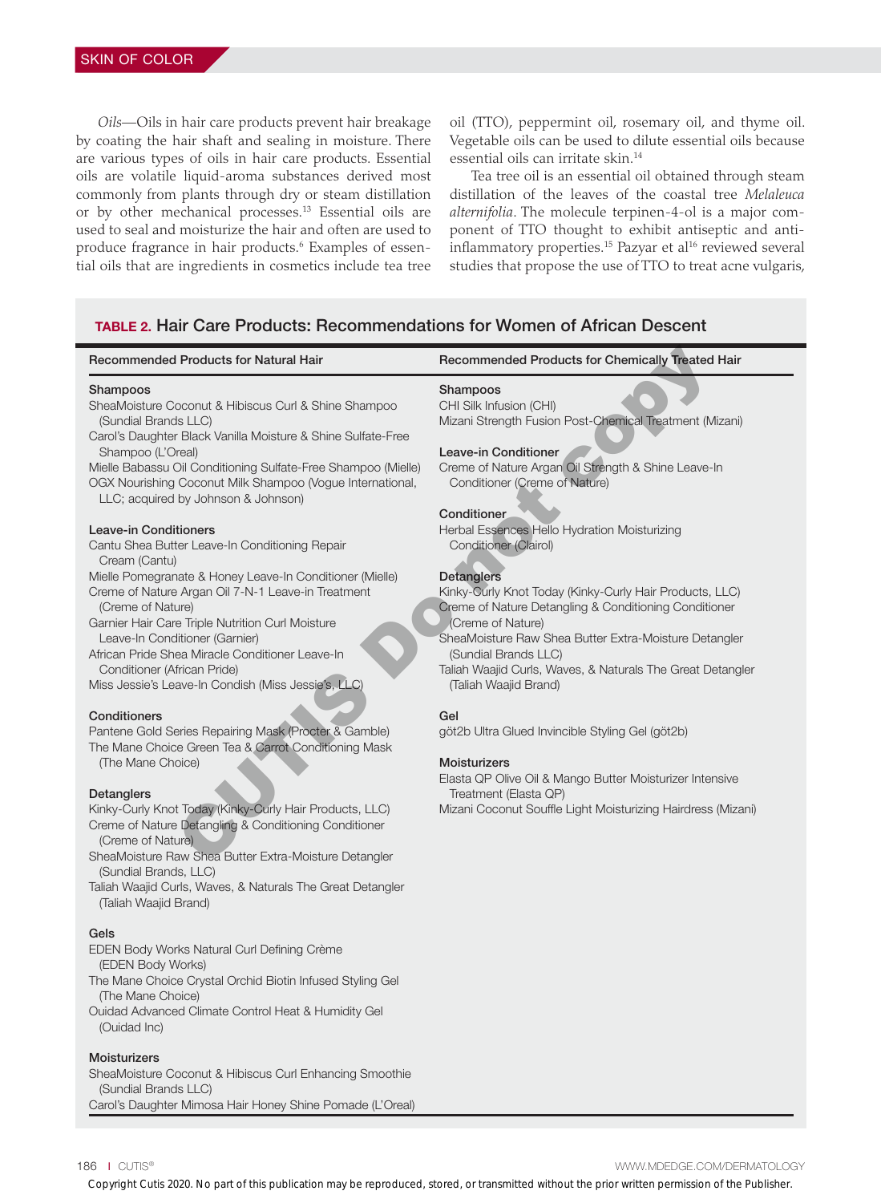*Oils*—Oils in hair care products prevent hair breakage by coating the hair shaft and sealing in moisture. There are various types of oils in hair care products. Essential oils are volatile liquid-aroma substances derived most commonly from plants through dry or steam distillation or by other mechanical processes.[13] Essential oils are used to seal and moisturize the hair and often are used to produce fragrance in hair products.[6] Examples of essential oils that are ingredients in cosmetics include tea tree oil (TTO), peppermint oil, rosemary oil, and thyme oil. Vegetable oils can be used to dilute essential oils because essential oils can irritate skin.[14]

Tea tree oil is an essential oil obtained through steam distillation of the leaves of the coastal tree *Melaleuca alternifolia*. The molecule terpinen-4-ol is a major component of TTO thought to exhibit antiseptic and anti-inflammatory properties.[15] Pazyar et al[16] reviewed several studies that propose the use of TTO to treat acne vulgaris,

**TABLE 2. Hair Care Products: Recommendations for Women of African Descent**

| Recommended Products for Natural Hair | Recommended Products for Chemically Treated Hair |
|---|---|
| **Shampoos** | **Shampoos** |
| SheaMoisture Coconut & Hibiscus Curl & Shine Shampoo (Sundial Brands LLC) | CHI Silk Infusion (CHI) |
| Carol's Daughter Black Vanilla Moisture & Shine Sulfate-Free Shampoo (L'Oreal) | Mizani Strength Fusion Post-Chemical Treatment (Mizani) |
| Mielle Babassu Oil Conditioning Sulfate-Free Shampoo (Mielle) | |
| OGX Nourishing Coconut Milk Shampoo (Vogue International, LLC; acquired by Johnson & Johnson) | |
| **Leave-in Conditioners** | **Leave-in Conditioner** |
| Cantu Shea Butter Leave-In Conditioning Repair Cream (Cantu) | Creme of Nature Argan Oil Strength & Shine Leave-In Conditioner (Creme of Nature) |
| Mielle Pomegranate & Honey Leave-In Conditioner (Mielle) | |
| Creme of Nature Argan Oil 7-N-1 Leave-in Treatment (Creme of Nature) | |
| Garnier Hair Care Triple Nutrition Curl Moisture Leave-In Conditioner (Garnier) | |
| African Pride Shea Miracle Conditioner Leave-In Conditioner (African Pride) | |
| Miss Jessie's Leave-In Condish (Miss Jessie's, LLC) | |
| **Conditioners** | **Conditioner** |
| Pantene Gold Series Repairing Mask (Procter & Gamble) | Herbal Essences Hello Hydration Moisturizing Conditioner (Clairol) |
| The Mane Choice Green Tea & Carrot Conditioning Mask (The Mane Choice) | |
| **Detanglers** | **Detanglers** |
| Kinky-Curly Knot Today (Kinky-Curly Hair Products, LLC) | Kinky-Curly Knot Today (Kinky-Curly Hair Products, LLC) |
| Creme of Nature Detangling & Conditioning Conditioner (Creme of Nature) | Creme of Nature Detangling & Conditioning Conditioner (Creme of Nature) |
| SheaMoisture Raw Shea Butter Extra-Moisture Detangler (Sundial Brands, LLC) | SheaMoisture Raw Shea Butter Extra-Moisture Detangler (Sundial Brands LLC) |
| Taliah Waajid Curls, Waves, & Naturals The Great Detangler (Taliah Waajid Brand) | Taliah Waajid Curls, Waves, & Naturals The Great Detangler (Taliah Waajid Brand) |
| **Gels** | **Gel** |
| EDEN Body Works Natural Curl Defining Crème (EDEN Body Works) | göt2b Ultra Glued Invincible Styling Gel (göt2b) |
| The Mane Choice Crystal Orchid Biotin Infused Styling Gel (The Mane Choice) | |
| Ouidad Advanced Climate Control Heat & Humidity Gel (Ouidad Inc) | |
| **Moisturizers** | **Moisturizers** |
| SheaMoisture Coconut & Hibiscus Curl Enhancing Smoothie (Sundial Brands LLC) | Elasta QP Olive Oil & Mango Butter Moisturizer Intensive Treatment (Elasta QP) |
| Carol's Daughter Mimosa Hair Honey Shine Pomade (L'Oreal) | Mizani Coconut Souffle Light Moisturizing Hairdress (Mizani) |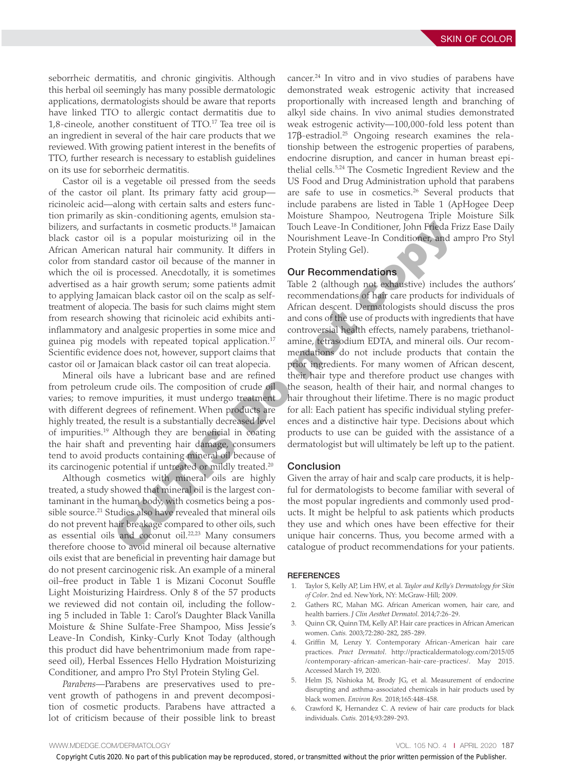seborrheic dermatitis, and chronic gingivitis. Although this herbal oil seemingly has many possible dermatologic applications, dermatologists should be aware that reports have linked TTO to allergic contact dermatitis due to 1,8-cineole, another constituent of TTO.[17] Tea tree oil is an ingredient in several of the hair care products that we reviewed. With growing patient interest in the benefits of TTO, further research is necessary to establish guidelines on its use for seborrheic dermatitis.

Castor oil is a vegetable oil pressed from the seeds of the castor oil plant. Its primary fatty acid group—ricinoleic acid—along with certain salts and esters function primarily as skin-conditioning agents, emulsion stabilizers, and surfactants in cosmetic products.[18] Jamaican black castor oil is a popular moisturizing oil in the African American natural hair community. It differs in color from standard castor oil because of the manner in which the oil is processed. Anecdotally, it is sometimes advertised as a hair growth serum; some patients admit to applying Jamaican black castor oil on the scalp as self-treatment of alopecia. The basis for such claims might stem from research showing that ricinoleic acid exhibits anti-inflammatory and analgesic properties in some mice and guinea pig models with repeated topical application.[17] Scientific evidence does not, however, support claims that castor oil or Jamaican black castor oil can treat alopecia.

Mineral oils have a lubricant base and are refined from petroleum crude oils. The composition of crude oil varies; to remove impurities, it must undergo treatment with different degrees of refinement. When products are highly treated, the result is a substantially decreased level of impurities.[19] Although they are beneficial in coating the hair shaft and preventing hair damage, consumers tend to avoid products containing mineral oil because of its carcinogenic potential if untreated or mildly treated.[20]

Although cosmetics with mineral oils are highly treated, a study showed that mineral oil is the largest contaminant in the human body, with cosmetics being a possible source.[21] Studies also have revealed that mineral oils do not prevent hair breakage compared to other oils, such as essential oils and coconut oil.[22,23] Many consumers therefore choose to avoid mineral oil because alternative oils exist that are beneficial in preventing hair damage but do not present carcinogenic risk. An example of a mineral oil–free product in Table 1 is Mizani Coconut Souffle Light Moisturizing Hairdress. Only 8 of the 57 products we reviewed did not contain oil, including the following 5 included in Table 1: Carol's Daughter Black Vanilla Moisture & Shine Sulfate-Free Shampoo, Miss Jessie's Leave-In Condish, Kinky-Curly Knot Today (although this product did have behentrimonium made from rapeseed oil), Herbal Essences Hello Hydration Moisturizing Conditioner, and ampro Pro Styl Protein Styling Gel.

*Parabens*—Parabens are preservatives used to prevent growth of pathogens in and prevent decomposition of cosmetic products. Parabens have attracted a lot of criticism because of their possible link to breast cancer.[24] In vitro and in vivo studies of parabens have demonstrated weak estrogenic activity that increased proportionally with increased length and branching of alkyl side chains. In vivo animal studies demonstrated weak estrogenic activity—100,000-fold less potent than 17β-estradiol.[25] Ongoing research examines the relationship between the estrogenic properties of parabens, endocrine disruption, and cancer in human breast epithelial cells.[5,24] The Cosmetic Ingredient Review and the US Food and Drug Administration uphold that parabens are safe to use in cosmetics.[26] Several products that include parabens are listed in Table 1 (ApHogee Deep Moisture Shampoo, Neutrogena Triple Moisture Silk Touch Leave-In Conditioner, John Frieda Frizz Ease Daily Nourishment Leave-In Conditioner, and ampro Pro Styl Protein Styling Gel).

## Our Recommendations

Table 2 (although not exhaustive) includes the authors' recommendations of hair care products for individuals of African descent. Dermatologists should discuss the pros and cons of the use of products with ingredients that have controversial health effects, namely parabens, triethanolamine, tetrasodium EDTA, and mineral oils. Our recommendations do not include products that contain the prior ingredients. For many women of African descent, their hair type and therefore product use changes with the season, health of their hair, and normal changes to hair throughout their lifetime. There is no magic product for all: Each patient has specific individual styling preferences and a distinctive hair type. Decisions about which products to use can be guided with the assistance of a dermatologist but will ultimately be left up to the patient.

## Conclusion

Given the array of hair and scalp care products, it is helpful for dermatologists to become familiar with several of the most popular ingredients and commonly used products. It might be helpful to ask patients which products they use and which ones have been effective for their unique hair concerns. Thus, you become armed with a catalogue of product recommendations for your patients.

## REFERENCES

1. Taylor S, Kelly AP, Lim HW, et al. *Taylor and Kelly's Dermatology for Skin of Color*. 2nd ed. New York, NY: McGraw-Hill; 2009.
2. Gathers RC, Mahan MG. African American women, hair care, and health barriers. *J Clin Aesthet Dermatol*. 2014;7:26-29.
3. Quinn CR, Quinn TM, Kelly AP. Hair care practices in African American women. *Cutis*. 2003;72:280-282, 285-289.
4. Griffin M, Lenzy Y. Contemporary African-American hair care practices. *Pract Dermatol*. http://practicaldermatology.com/2015/05/contemporary-african-american-hair-care-practices/. May 2015. Accessed March 19, 2020.
5. Helm JS, Nishioka M, Brody JG, et al. Measurement of endocrine disrupting and asthma-associated chemicals in hair products used by black women. *Environ Res*. 2018;165:448-458.
6. Crawford K, Hernandez C. A review of hair care products for black individuals. *Cutis*. 2014;93:289-293.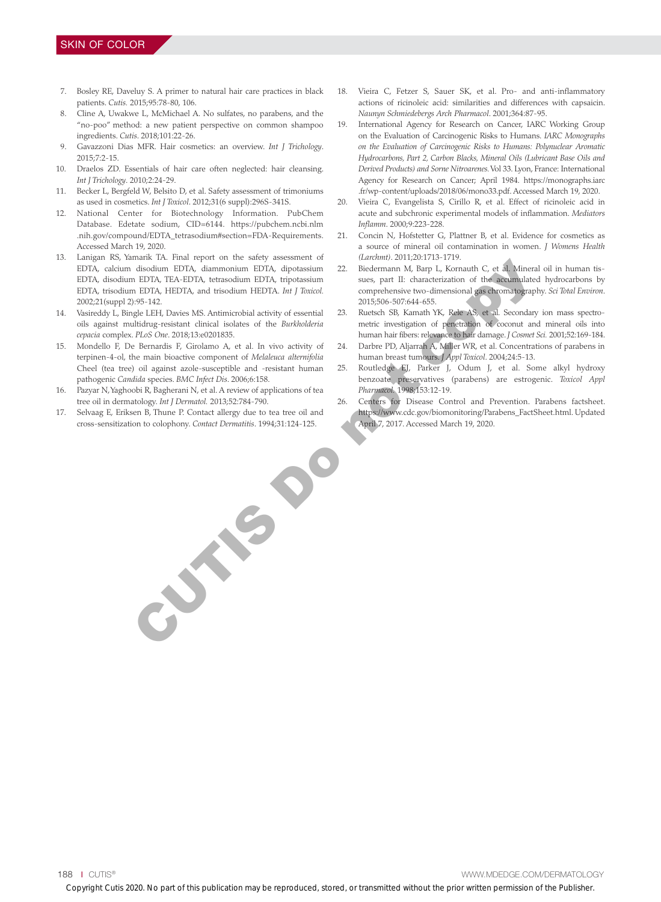7. Bosley RE, Daveluy S. A primer to natural hair care practices in black patients. *Cutis.* 2015;95:78-80, 106.
8. Cline A, Uwakwe L, McMichael A. No sulfates, no parabens, and the "no-poo" method: a new patient perspective on common shampoo ingredients. *Cutis*. 2018;101:22-26.
9. Gavazzoni Dias MFR. Hair cosmetics: an overview. *Int J Trichology*. 2015;7:2-15.
10. Draelos ZD. Essentials of hair care often neglected: hair cleansing. *Int J Trichology*. 2010;2:24-29.
11. Becker L, Bergfeld W, Belsito D, et al. Safety assessment of trimoniums as used in cosmetics. *Int J Toxicol*. 2012;31(6 suppl):296S-341S.
12. National Center for Biotechnology Information. PubChem Database. Edetate sodium, CID=6144. https://pubchem.ncbi.nlm.nih.gov/compound/EDTA_tetrasodium#section=FDA-Requirements. Accessed March 19, 2020.
13. Lanigan RS, Yamarik TA. Final report on the safety assessment of EDTA, calcium disodium EDTA, diammonium EDTA, dipotassium EDTA, disodium EDTA, TEA-EDTA, tetrasodium EDTA, tripotassium EDTA, trisodium EDTA, HEDTA, and trisodium HEDTA. *Int J Toxicol.* 2002;21(suppl 2):95-142.
14. Vasireddy L, Bingle LEH, Davies MS. Antimicrobial activity of essential oils against multidrug-resistant clinical isolates of the *Burkholderia cepacia* complex. *PLoS One*. 2018;13:e0201835.
15. Mondello F, De Bernardis F, Girolamo A, et al. In vivo activity of terpinen-4-ol, the main bioactive component of *Melaleuca alternifolia* Cheel (tea tree) oil against azole-susceptible and -resistant human pathogenic *Candida* species. *BMC Infect Dis*. 2006;6:158.
16. Pazyar N, Yaghoobi R, Bagherani N, et al. A review of applications of tea tree oil in dermatology. *Int J Dermatol.* 2013;52:784-790.
17. Selvaag E, Eriksen B, Thune P. Contact allergy due to tea tree oil and cross-sensitization to colophony. *Contact Dermatitis*. 1994;31:124-125.
18. Vieira C, Fetzer S, Sauer SK, et al. Pro- and anti-inflammatory actions of ricinoleic acid: similarities and differences with capsaicin. *Naunyn Schmiedebergs Arch Pharmacol*. 2001;364:87-95.
19. International Agency for Research on Cancer, IARC Working Group on the Evaluation of Carcinogenic Risks to Humans. *IARC Monographs on the Evaluation of Carcinogenic Risks to Humans: Polynuclear Aromatic Hydrocarbons, Part 2, Carbon Blacks, Mineral Oils (Lubricant Base Oils and Derived Products) and Sorne Nitroarenes.* Vol 33. Lyon, France: International Agency for Research on Cancer; April 1984. https://monographs.iarc.fr/wp-content/uploads/2018/06/mono33.pdf. Accessed March 19, 2020.
20. Vieira C, Evangelista S, Cirillo R, et al. Effect of ricinoleic acid in acute and subchronic experimental models of inflammation. *Mediators Inflamm*. 2000;9:223-228.
21. Concin N, Hofstetter G, Plattner B, et al. Evidence for cosmetics as a source of mineral oil contamination in women. *J Womens Health (Larchmt)*. 2011;20:1713-1719.
22. Biedermann M, Barp L, Kornauth C, et al. Mineral oil in human tissues, part II: characterization of the accumulated hydrocarbons by comprehensive two-dimensional gas chromatography. *Sci Total Environ*. 2015;506-507:644-655.
23. Ruetsch SB, Kamath YK, Rele AS, et al. Secondary ion mass spectrometric investigation of penetration of coconut and mineral oils into human hair fibers: relevance to hair damage. *J Cosmet Sci.* 2001;52:169-184.
24. Darbre PD, Aljarrah A, Miller WR, et al. Concentrations of parabens in human breast tumours. *J Appl Toxicol*. 2004;24:5-13.
25. Routledge EJ, Parker J, Odum J, et al. Some alkyl hydroxy benzoate preservatives (parabens) are estrogenic. *Toxicol Appl Pharmacol*. 1998;153:12-19.
26. Centers for Disease Control and Prevention. Parabens factsheet. https://www.cdc.gov/biomonitoring/Parabens_FactSheet.html. Updated April 7, 2017. Accessed March 19, 2020.